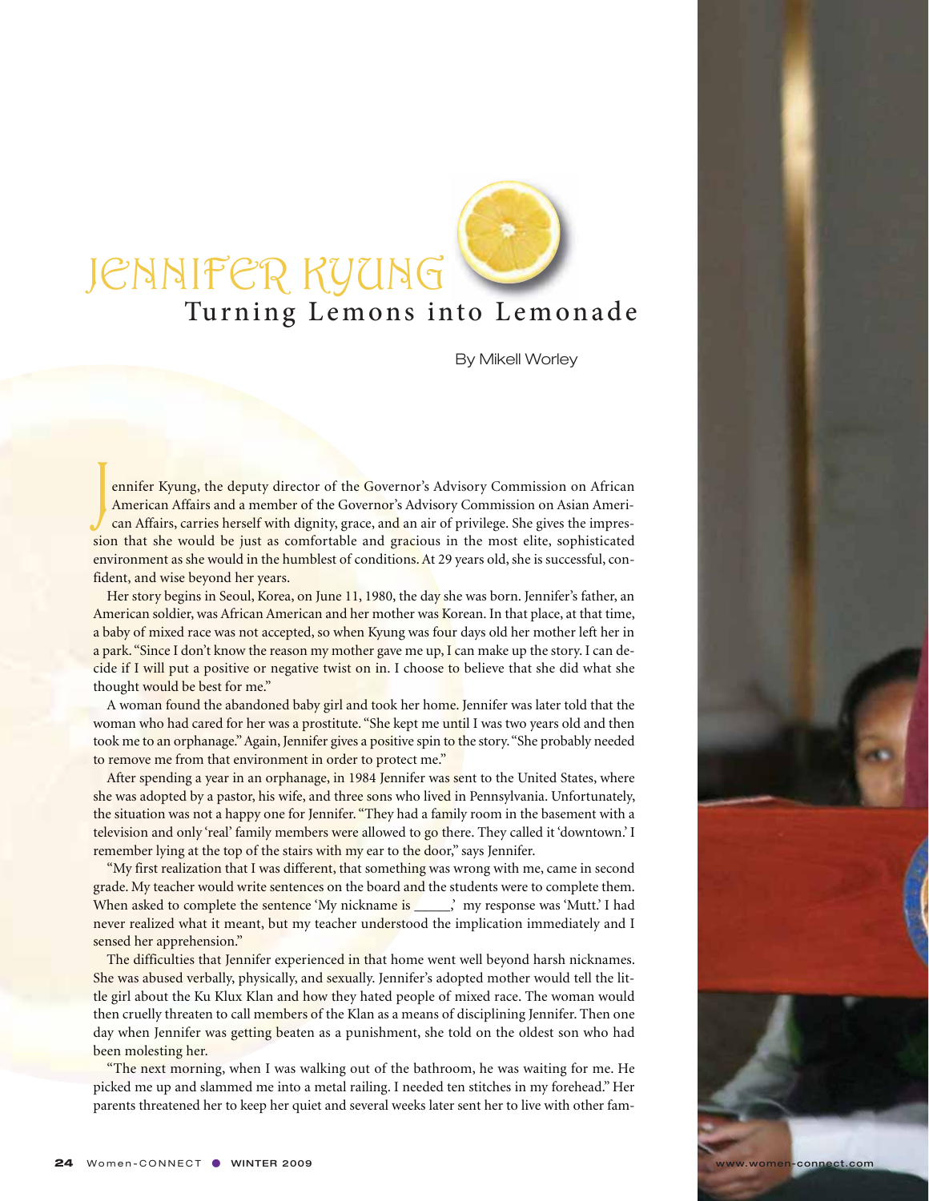# JENNIFER KYUNG

## Turning Lemons into Lemonade

By Mikell Worley

Jennifer Kyung, the deputy director of the Governor's Advisory Commission on African American Affairs and a member of the Governor's Advisory Commission on Asian American Affairs, carries herself with dignity, grace, and an air of privilege. She gives the impression that she would be just as comfortable and gracious in the most elite, sophisticated environment as she would in the humblest of conditions. At 29 years old, she is successful, confident, and wise beyond her years.

Her story begins in Seoul, Korea, on June 11, 1980, the day she was born. Jennifer's father, an American soldier, was African American and her mother was Korean. In that place, at that time, a baby of mixed race was not accepted, so when Kyung was four days old her mother left her in a park. "Since I don't know the reason my mother gave me up, I can make up the story. I can decide if I will put a positive or negative twist on in. I choose to believe that she did what she thought would be best for me."

A woman found the abandoned baby girl and took her home. Jennifer was later told that the woman who had cared for her was a prostitute. "She kept me until I was two years old and then took me to an orphanage." Again, Jennifer gives a positive spin to the story. "She probably needed to remove me from that environment in order to protect me."

After spending a year in an orphanage, in 1984 Jennifer was sent to the United States, where she was adopted by a pastor, his wife, and three sons who lived in Pennsylvania. Unfortunately, the situation was not a happy one for Jennifer. "They had a family room in the basement with a television and only 'real' family members were allowed to go there. They called it 'downtown.' I remember lying at the top of the stairs with my ear to the door," says Jennifer.

"My first realization that I was different, that something was wrong with me, came in second grade. My teacher would write sentences on the board and the students were to complete them. When asked to complete the sentence 'My nickname is _____,' my response was 'Mutt.' I had never realized what it meant, but my teacher understood the implication immediately and I sensed her apprehension."

The difficulties that Jennifer experienced in that home went well beyond harsh nicknames. She was abused verbally, physically, and sexually. Jennifer's adopted mother would tell the little girl about the Ku Klux Klan and how they hated people of mixed race. The woman would then cruelly threaten to call members of the Klan as a means of disciplining Jennifer. Then one day when Jennifer was getting beaten as a punishment, she told on the oldest son who had been molesting her.

"The next morning, when I was walking out of the bathroom, he was waiting for me. He picked me up and slammed me into a metal railing. I needed ten stitches in my forehead." Her parents threatened her to keep her quiet and several weeks later sent her to live with other fam-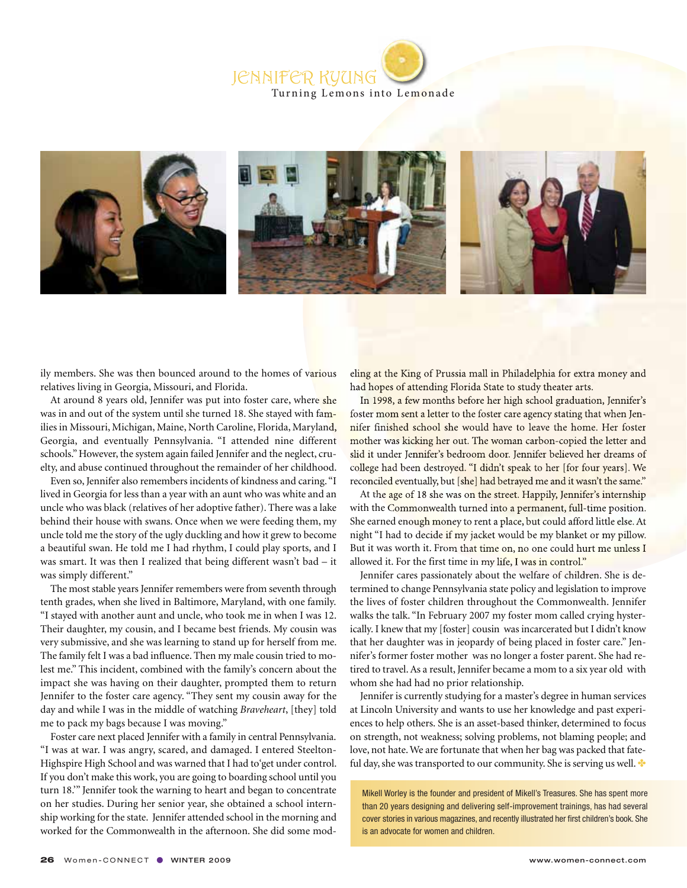# JENNIFER KYUNG

Turning Lemons into Lemonade

ily members. She was then bounced around to the homes of various relatives living in Georgia, Missouri, and Florida.

At around 8 years old, Jennifer was put into foster care, where she was in and out of the system until she turned 18. She stayed with families in Missouri, Michigan, Maine, North Caroline, Florida, Maryland, Georgia, and eventually Pennsylvania. "I attended nine different schools." However, the system again failed Jennifer and the neglect, cruelty, and abuse continued throughout the remainder of her childhood.

Even so, Jennifer also remembers incidents of kindness and caring. "I lived in Georgia for less than a year with an aunt who was white and an uncle who was black (relatives of her adoptive father). There was a lake behind their house with swans. Once when we were feeding them, my uncle told me the story of the ugly duckling and how it grew to become a beautiful swan. He told me I had rhythm, I could play sports, and I was smart. It was then I realized that being different wasn't bad – it was simply different."

The most stable years Jennifer remembers were from seventh through tenth grades, when she lived in Baltimore, Maryland, with one family. "I stayed with another aunt and uncle, who took me in when I was 12. Their daughter, my cousin, and I became best friends. My cousin was very submissive, and she was learning to stand up for herself from me. The family felt I was a bad influence. Then my male cousin tried to molest me." This incident, combined with the family's concern about the impact she was having on their daughter, prompted them to return Jennifer to the foster care agency. "They sent my cousin away for the day and while I was in the middle of watching *Braveheart*, [they] told me to pack my bags because I was moving."

Foster care next placed Jennifer with a family in central Pennsylvania. "I was at war. I was angry, scared, and damaged. I entered Steelton-Highspire High School and was warned that I had to'get under control. If you don't make this work, you are going to boarding school until you turn 18.'" Jennifer took the warning to heart and began to concentrate on her studies. During her senior year, she obtained a school internship working for the state. Jennifer attended school in the morning and worked for the Commonwealth in the afternoon. She did some modeling at the King of Prussia mall in Philadelphia for extra money and had hopes of attending Florida State to study theater arts.

In 1998, a few months before her high school graduation, Jennifer's foster mom sent a letter to the foster care agency stating that when Jennifer finished school she would have to leave the home. Her foster mother was kicking her out. The woman carbon-copied the letter and slid it under Jennifer's bedroom door. Jennifer believed her dreams of college had been destroyed. "I didn't speak to her [for four years]. We reconciled eventually, but [she] had betrayed me and it wasn't the same."

At the age of 18 she was on the street. Happily, Jennifer's internship with the Commonwealth turned into a permanent, full-time position. She earned enough money to rent a place, but could afford little else. At night "I had to decide if my jacket would be my blanket or my pillow. But it was worth it. From that time on, no one could hurt me unless I allowed it. For the first time in my life, I was in control."

Jennifer cares passionately about the welfare of children. She is determined to change Pennsylvania state policy and legislation to improve the lives of foster children throughout the Commonwealth. Jennifer walks the talk. "In February 2007 my foster mom called crying hysterically. I knew that my [foster] cousin was incarcerated but I didn't know that her daughter was in jeopardy of being placed in foster care." Jennifer's former foster mother was no longer a foster parent. She had retired to travel. As a result, Jennifer became a mom to a six year old with whom she had had no prior relationship.

Jennifer is currently studying for a master's degree in human services at Lincoln University and wants to use her knowledge and past experiences to help others. She is an asset-based thinker, determined to focus on strength, not weakness; solving problems, not blaming people; and love, not hate. We are fortunate that when her bag was packed that fateful day, she was transported to our community. She is serving us well.

Mikell Worley is the founder and president of Mikell's Treasures. She has spent more than 20 years designing and delivering self-improvement trainings, has had several cover stories in various magazines, and recently illustrated her first children's book. She is an advocate for women and children.